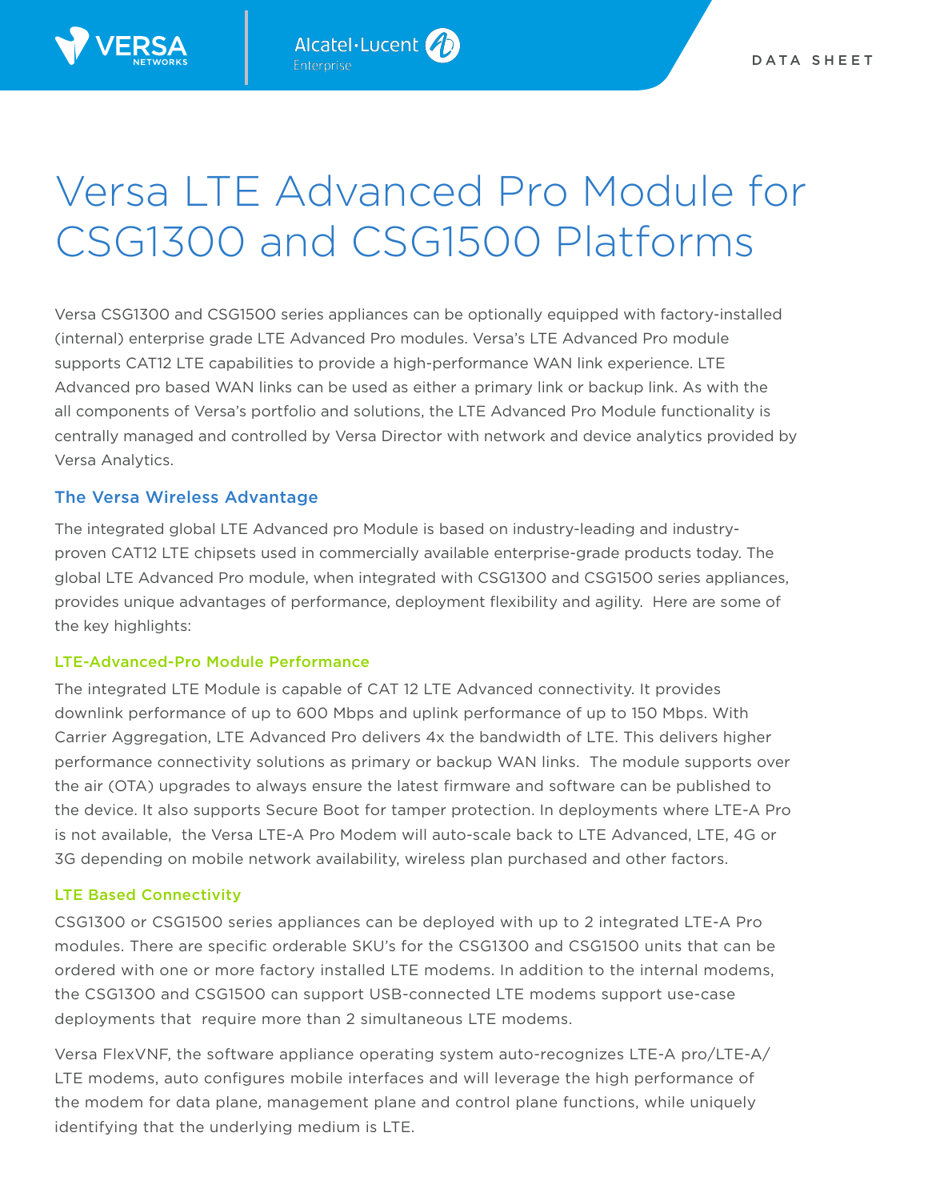DATA SHEET

# Versa LTE Advanced Pro Module for CSG1300 and CSG1500 Platforms

Versa CSG1300 and CSG1500 series appliances can be optionally equipped with factory-installed (internal) enterprise grade LTE Advanced Pro modules. Versa's LTE Advanced Pro module supports CAT12 LTE capabilities to provide a high-performance WAN link experience. LTE Advanced pro based WAN links can be used as either a primary link or backup link. As with the all components of Versa's portfolio and solutions, the LTE Advanced Pro Module functionality is centrally managed and controlled by Versa Director with network and device analytics provided by Versa Analytics.

## The Versa Wireless Advantage

The integrated global LTE Advanced pro Module is based on industry-leading and industry-proven CAT12 LTE chipsets used in commercially available enterprise-grade products today. The global LTE Advanced Pro module, when integrated with CSG1300 and CSG1500 series appliances, provides unique advantages of performance, deployment flexibility and agility. Here are some of the key highlights:

### LTE-Advanced-Pro Module Performance

The integrated LTE Module is capable of CAT 12 LTE Advanced connectivity. It provides downlink performance of up to 600 Mbps and uplink performance of up to 150 Mbps. With Carrier Aggregation, LTE Advanced Pro delivers 4x the bandwidth of LTE. This delivers higher performance connectivity solutions as primary or backup WAN links. The module supports over the air (OTA) upgrades to always ensure the latest firmware and software can be published to the device. It also supports Secure Boot for tamper protection. In deployments where LTE-A Pro is not available, the Versa LTE-A Pro Modem will auto-scale back to LTE Advanced, LTE, 4G or 3G depending on mobile network availability, wireless plan purchased and other factors.

### LTE Based Connectivity

CSG1300 or CSG1500 series appliances can be deployed with up to 2 integrated LTE-A Pro modules. There are specific orderable SKU's for the CSG1300 and CSG1500 units that can be ordered with one or more factory installed LTE modems. In addition to the internal modems, the CSG1300 and CSG1500 can support USB-connected LTE modems support use-case deployments that require more than 2 simultaneous LTE modems.

Versa FlexVNF, the software appliance operating system auto-recognizes LTE-A pro/LTE-A/LTE modems, auto configures mobile interfaces and will leverage the high performance of the modem for data plane, management plane and control plane functions, while uniquely identifying that the underlying medium is LTE.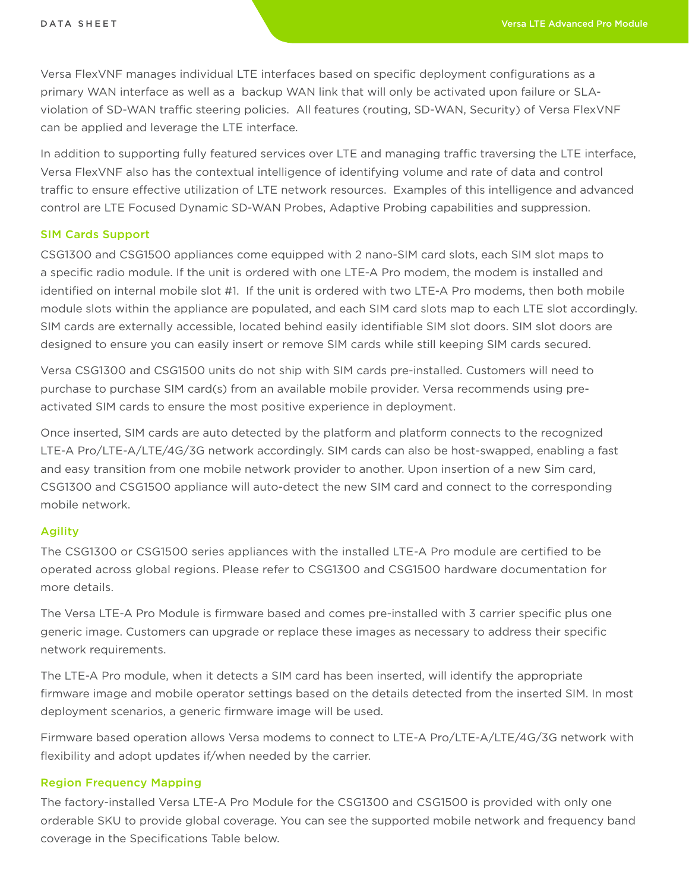Versa FlexVNF manages individual LTE interfaces based on specific deployment configurations as a primary WAN interface as well as a  backup WAN link that will only be activated upon failure or SLA-violation of SD-WAN traffic steering policies.  All features (routing, SD-WAN, Security) of Versa FlexVNF can be applied and leverage the LTE interface.

In addition to supporting fully featured services over LTE and managing traffic traversing the LTE interface, Versa FlexVNF also has the contextual intelligence of identifying volume and rate of data and control traffic to ensure effective utilization of LTE network resources.  Examples of this intelligence and advanced control are LTE Focused Dynamic SD-WAN Probes, Adaptive Probing capabilities and suppression.

### SIM Cards Support

CSG1300 and CSG1500 appliances come equipped with 2 nano-SIM card slots, each SIM slot maps to a specific radio module. If the unit is ordered with one LTE-A Pro modem, the modem is installed and identified on internal mobile slot #1.  If the unit is ordered with two LTE-A Pro modems, then both mobile module slots within the appliance are populated, and each SIM card slots map to each LTE slot accordingly. SIM cards are externally accessible, located behind easily identifiable SIM slot doors. SIM slot doors are designed to ensure you can easily insert or remove SIM cards while still keeping SIM cards secured.

Versa CSG1300 and CSG1500 units do not ship with SIM cards pre-installed. Customers will need to purchase to purchase SIM card(s) from an available mobile provider. Versa recommends using pre-activated SIM cards to ensure the most positive experience in deployment.

Once inserted, SIM cards are auto detected by the platform and platform connects to the recognized LTE-A Pro/LTE-A/LTE/4G/3G network accordingly. SIM cards can also be host-swapped, enabling a fast and easy transition from one mobile network provider to another. Upon insertion of a new Sim card, CSG1300 and CSG1500 appliance will auto-detect the new SIM card and connect to the corresponding mobile network.

### Agility

The CSG1300 or CSG1500 series appliances with the installed LTE-A Pro module are certified to be operated across global regions. Please refer to CSG1300 and CSG1500 hardware documentation for more details.

The Versa LTE-A Pro Module is firmware based and comes pre-installed with 3 carrier specific plus one generic image. Customers can upgrade or replace these images as necessary to address their specific network requirements.

The LTE-A Pro module, when it detects a SIM card has been inserted, will identify the appropriate firmware image and mobile operator settings based on the details detected from the inserted SIM. In most deployment scenarios, a generic firmware image will be used.

Firmware based operation allows Versa modems to connect to LTE-A Pro/LTE-A/LTE/4G/3G network with flexibility and adopt updates if/when needed by the carrier.

### Region Frequency Mapping

The factory-installed Versa LTE-A Pro Module for the CSG1300 and CSG1500 is provided with only one orderable SKU to provide global coverage. You can see the supported mobile network and frequency band coverage in the Specifications Table below.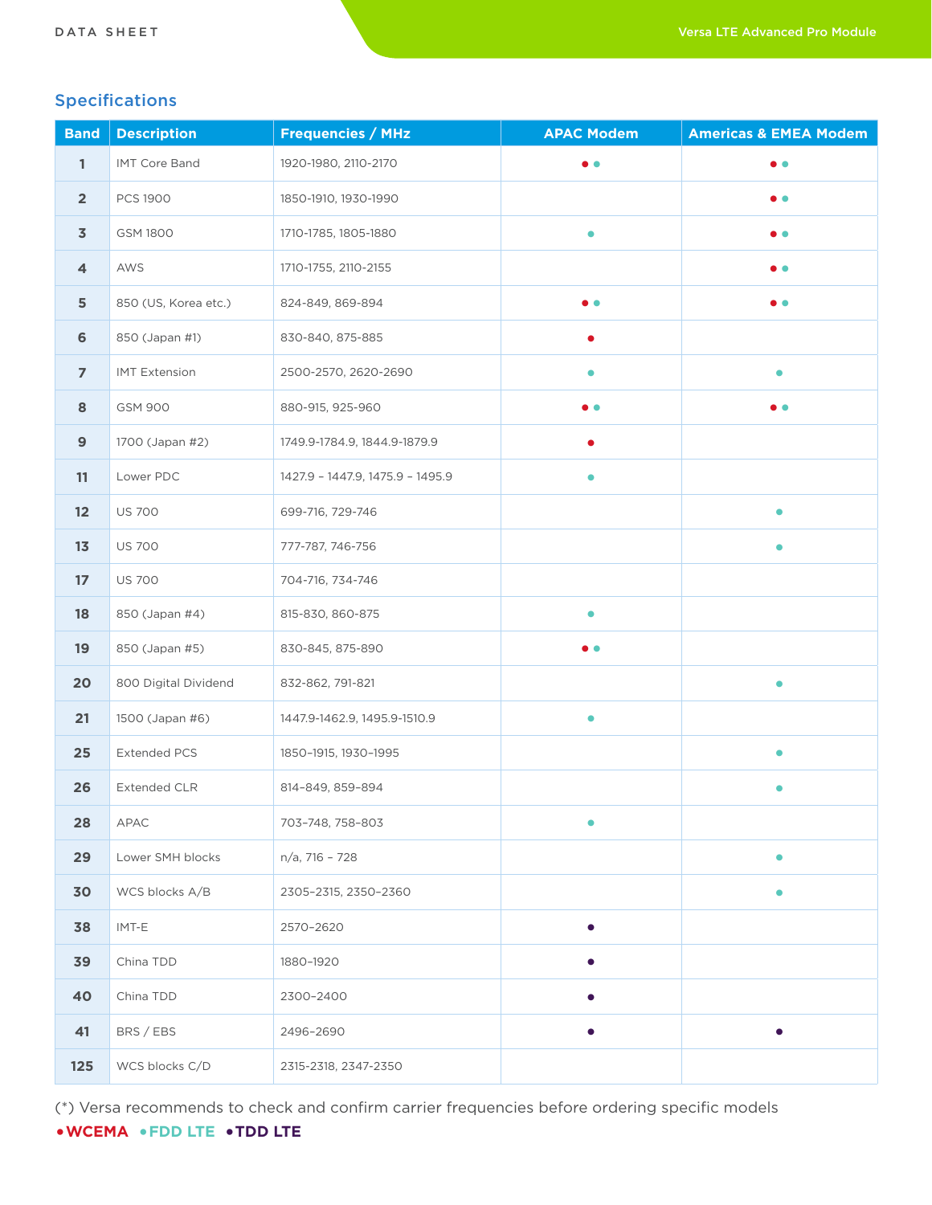## Specifications

| Band | Description | Frequencies / MHz | APAC Modem | Americas & EMEA Modem |
|---|---|---|---|---|
| 1 | IMT Core Band | 1920-1980, 2110-2170 | ●● | ●● |
| 2 | PCS 1900 | 1850-1910, 1930-1990 | | ●● |
| 3 | GSM 1800 | 1710-1785, 1805-1880 | ● | ●● |
| 4 | AWS | 1710-1755, 2110-2155 | | ●● |
| 5 | 850 (US, Korea etc.) | 824-849, 869-894 | ●● | ●● |
| 6 | 850 (Japan #1) | 830-840, 875-885 | ● | |
| 7 | IMT Extension | 2500-2570, 2620-2690 | ● | ● |
| 8 | GSM 900 | 880-915, 925-960 | ●● | ●● |
| 9 | 1700 (Japan #2) | 1749.9-1784.9, 1844.9-1879.9 | ● | |
| 11 | Lower PDC | 1427.9 – 1447.9, 1475.9 – 1495.9 | ● | |
| 12 | US 700 | 699-716, 729-746 | | ● |
| 13 | US 700 | 777-787, 746-756 | | ● |
| 17 | US 700 | 704-716, 734-746 | | |
| 18 | 850 (Japan #4) | 815-830, 860-875 | ● | |
| 19 | 850 (Japan #5) | 830-845, 875-890 | ●● | |
| 20 | 800 Digital Dividend | 832-862, 791-821 | | ● |
| 21 | 1500 (Japan #6) | 1447.9-1462.9, 1495.9-1510.9 | ● | |
| 25 | Extended PCS | 1850–1915, 1930–1995 | | ● |
| 26 | Extended CLR | 814–849, 859–894 | | ● |
| 28 | APAC | 703–748, 758–803 | ● | |
| 29 | Lower SMH blocks | n/a, 716 – 728 | | ● |
| 30 | WCS blocks A/B | 2305–2315, 2350–2360 | | ● |
| 38 | IMT-E | 2570–2620 | ● | |
| 39 | China TDD | 1880–1920 | ● | |
| 40 | China TDD | 2300–2400 | ● | |
| 41 | BRS / EBS | 2496–2690 | ● | ● |
| 125 | WCS blocks C/D | 2315-2318, 2347-2350 | | |

(*) Versa recommends to check and confirm carrier frequencies before ordering specific models

• **WCEMA** • **FDD LTE** • **TDD LTE**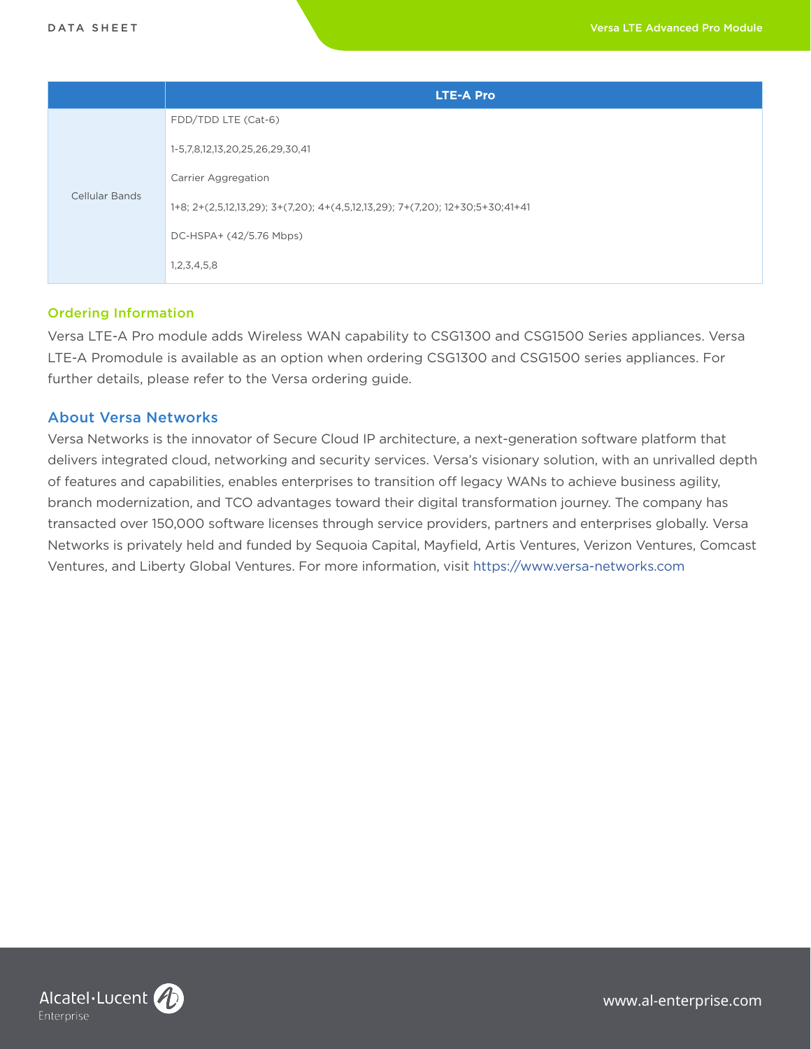| | LTE-A Pro |
|---|---|
| Cellular Bands | FDD/TDD LTE (Cat-6)<br>1-5,7,8,12,13,20,25,26,29,30,41<br>Carrier Aggregation<br>1+8; 2+(2,5,12,13,29); 3+(7,20); 4+(4,5,12,13,29); 7+(7,20); 12+30;5+30;41+41<br>DC-HSPA+ (42/5.76 Mbps)<br>1,2,3,4,5,8 |

## Ordering Information

Versa LTE-A Pro module adds Wireless WAN capability to CSG1300 and CSG1500 Series appliances. Versa LTE-A Promodule is available as an option when ordering CSG1300 and CSG1500 series appliances. For further details, please refer to the Versa ordering guide.

## About Versa Networks

Versa Networks is the innovator of Secure Cloud IP architecture, a next-generation software platform that delivers integrated cloud, networking and security services. Versa's visionary solution, with an unrivalled depth of features and capabilities, enables enterprises to transition off legacy WANs to achieve business agility, branch modernization, and TCO advantages toward their digital transformation journey. The company has transacted over 150,000 software licenses through service providers, partners and enterprises globally. Versa Networks is privately held and funded by Sequoia Capital, Mayfield, Artis Ventures, Verizon Ventures, Comcast Ventures, and Liberty Global Ventures. For more information, visit https://www.versa-networks.com